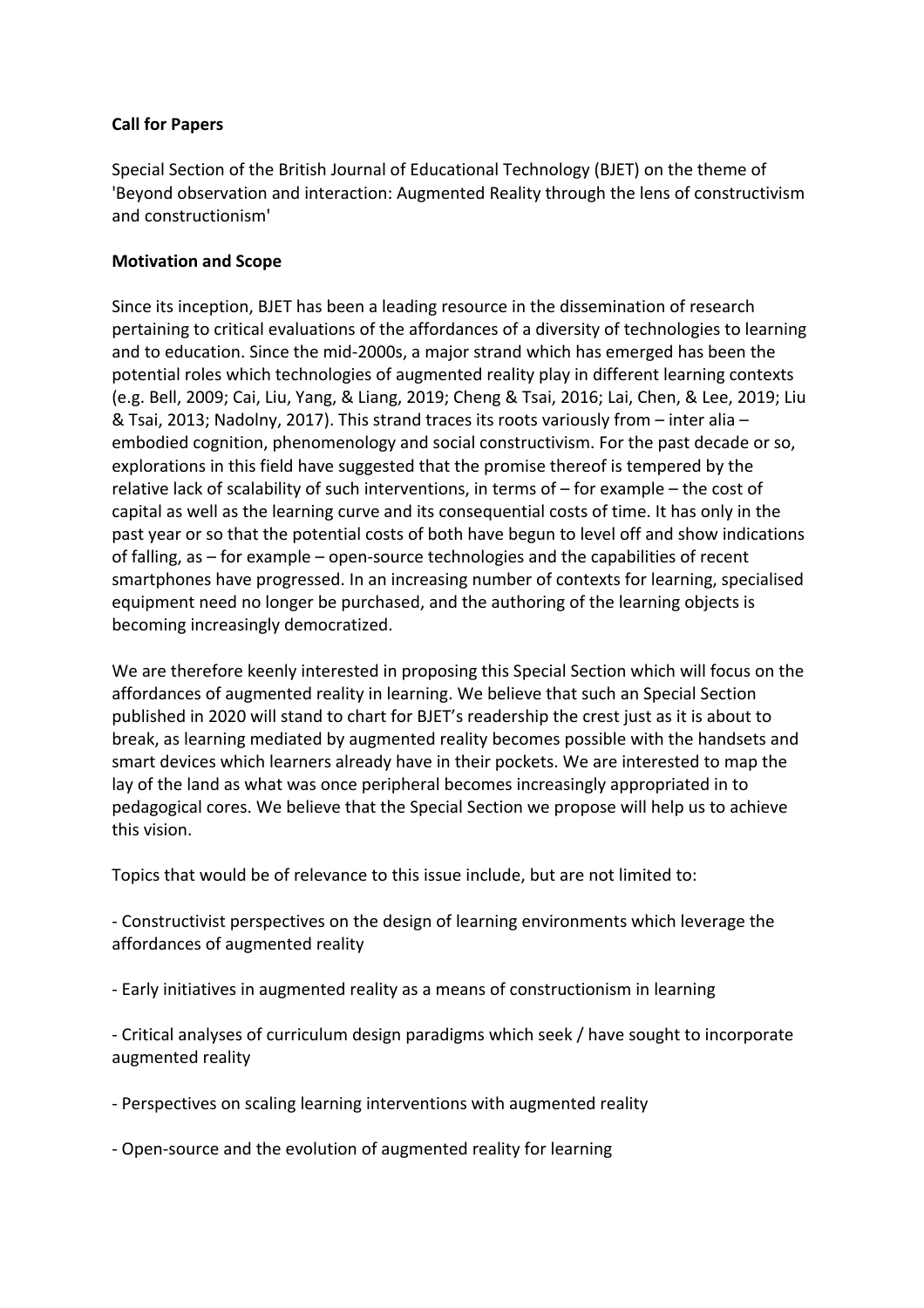**Call for Papers**

Special Section of the British Journal of Educational Technology (BJET) on the theme of 'Beyond observation and interaction: Augmented Reality through the lens of constructivism and constructionism'

**Motivation and Scope**

Since its inception, BJET has been a leading resource in the dissemination of research pertaining to critical evaluations of the affordances of a diversity of technologies to learning and to education. Since the mid-2000s, a major strand which has emerged has been the potential roles which technologies of augmented reality play in different learning contexts (e.g. Bell, 2009; Cai, Liu, Yang, & Liang, 2019; Cheng & Tsai, 2016; Lai, Chen, & Lee, 2019; Liu & Tsai, 2013; Nadolny, 2017). This strand traces its roots variously from – inter alia – embodied cognition, phenomenology and social constructivism. For the past decade or so, explorations in this field have suggested that the promise thereof is tempered by the relative lack of scalability of such interventions, in terms of – for example – the cost of capital as well as the learning curve and its consequential costs of time. It has only in the past year or so that the potential costs of both have begun to level off and show indications of falling, as – for example – open-source technologies and the capabilities of recent smartphones have progressed. In an increasing number of contexts for learning, specialised equipment need no longer be purchased, and the authoring of the learning objects is becoming increasingly democratized.

We are therefore keenly interested in proposing this Special Section which will focus on the affordances of augmented reality in learning. We believe that such an Special Section published in 2020 will stand to chart for BJET's readership the crest just as it is about to break, as learning mediated by augmented reality becomes possible with the handsets and smart devices which learners already have in their pockets. We are interested to map the lay of the land as what was once peripheral becomes increasingly appropriated in to pedagogical cores. We believe that the Special Section we propose will help us to achieve this vision.

Topics that would be of relevance to this issue include, but are not limited to:

- Constructivist perspectives on the design of learning environments which leverage the affordances of augmented reality

- Early initiatives in augmented reality as a means of constructionism in learning

- Critical analyses of curriculum design paradigms which seek / have sought to incorporate augmented reality

- Perspectives on scaling learning interventions with augmented reality

- Open-source and the evolution of augmented reality for learning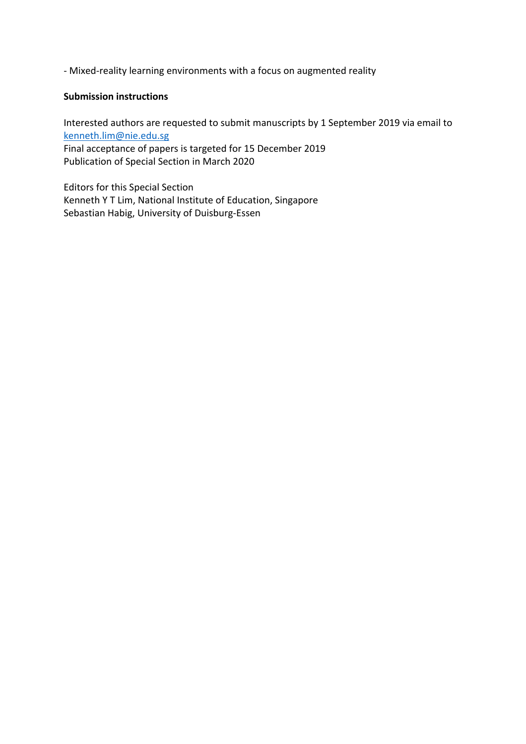- Mixed-reality learning environments with a focus on augmented reality

**Submission instructions**

Interested authors are requested to submit manuscripts by 1 September 2019 via email to kenneth.lim@nie.edu.sg
Final acceptance of papers is targeted for 15 December 2019
Publication of Special Section in March 2020

Editors for this Special Section
Kenneth Y T Lim, National Institute of Education, Singapore
Sebastian Habig, University of Duisburg-Essen